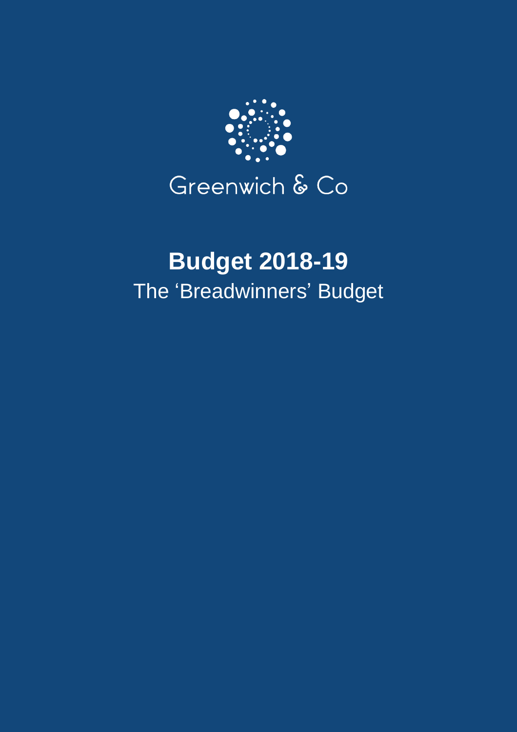Greenwich & Co

# Budget 2018-19

The 'Breadwinners' Budget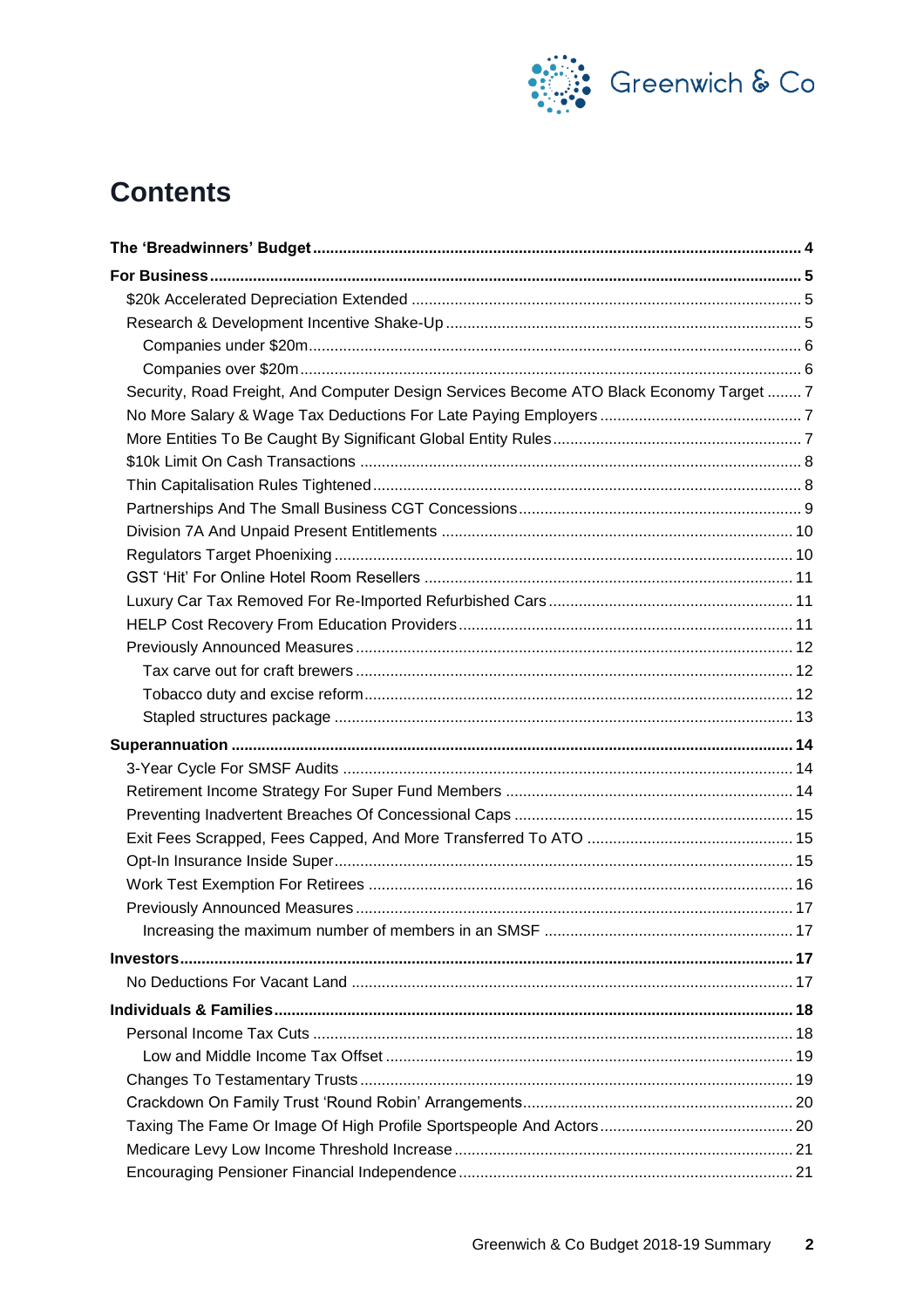# Contents

**The 'Breadwinners' Budget** ..... 4

**For Business** ..... 5

- $20k Accelerated Depreciation Extended ..... 5
- Research & Development Incentive Shake-Up ..... 5
  - Companies under $20m ..... 6
  - Companies over $20m ..... 6
- Security, Road Freight, And Computer Design Services Become ATO Black Economy Target ..... 7
- No More Salary & Wage Tax Deductions For Late Paying Employers ..... 7
- More Entities To Be Caught By Significant Global Entity Rules ..... 7
- $10k Limit On Cash Transactions ..... 8
- Thin Capitalisation Rules Tightened ..... 8
- Partnerships And The Small Business CGT Concessions ..... 9
- Division 7A And Unpaid Present Entitlements ..... 10
- Regulators Target Phoenixing ..... 10
- GST 'Hit' For Online Hotel Room Resellers ..... 11
- Luxury Car Tax Removed For Re-Imported Refurbished Cars ..... 11
- HELP Cost Recovery From Education Providers ..... 11
- Previously Announced Measures ..... 12
  - Tax carve out for craft brewers ..... 12
  - Tobacco duty and excise reform ..... 12
  - Stapled structures package ..... 13

**Superannuation** ..... 14

- 3-Year Cycle For SMSF Audits ..... 14
- Retirement Income Strategy For Super Fund Members ..... 14
- Preventing Inadvertent Breaches Of Concessional Caps ..... 15
- Exit Fees Scrapped, Fees Capped, And More Transferred To ATO ..... 15
- Opt-In Insurance Inside Super ..... 15
- Work Test Exemption For Retirees ..... 16
- Previously Announced Measures ..... 17
  - Increasing the maximum number of members in an SMSF ..... 17

**Investors** ..... 17

- No Deductions For Vacant Land ..... 17

**Individuals & Families** ..... 18

- Personal Income Tax Cuts ..... 18
  - Low and Middle Income Tax Offset ..... 19
- Changes To Testamentary Trusts ..... 19
- Crackdown On Family Trust 'Round Robin' Arrangements ..... 20
- Taxing The Fame Or Image Of High Profile Sportspeople And Actors ..... 20
- Medicare Levy Low Income Threshold Increase ..... 21
- Encouraging Pensioner Financial Independence ..... 21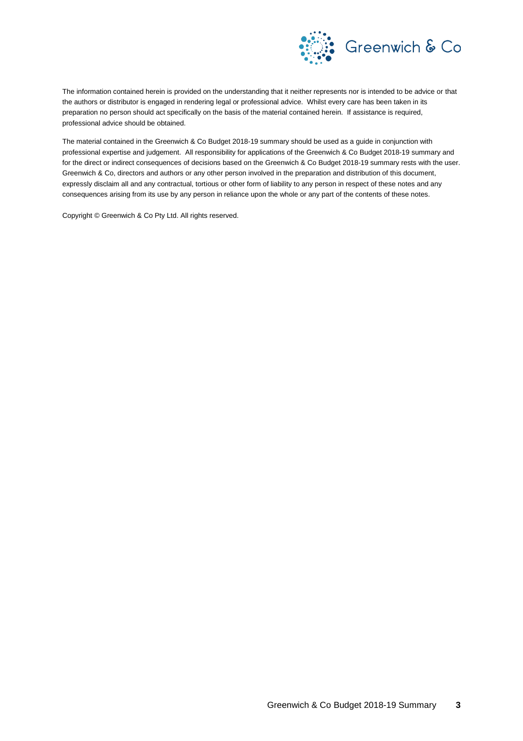The information contained herein is provided on the understanding that it neither represents nor is intended to be advice or that the authors or distributor is engaged in rendering legal or professional advice. Whilst every care has been taken in its preparation no person should act specifically on the basis of the material contained herein. If assistance is required, professional advice should be obtained.

The material contained in the Greenwich & Co Budget 2018-19 summary should be used as a guide in conjunction with professional expertise and judgement. All responsibility for applications of the Greenwich & Co Budget 2018-19 summary and for the direct or indirect consequences of decisions based on the Greenwich & Co Budget 2018-19 summary rests with the user. Greenwich & Co, directors and authors or any other person involved in the preparation and distribution of this document, expressly disclaim all and any contractual, tortious or other form of liability to any person in respect of these notes and any consequences arising from its use by any person in reliance upon the whole or any part of the contents of these notes.

Copyright © Greenwich & Co Pty Ltd. All rights reserved.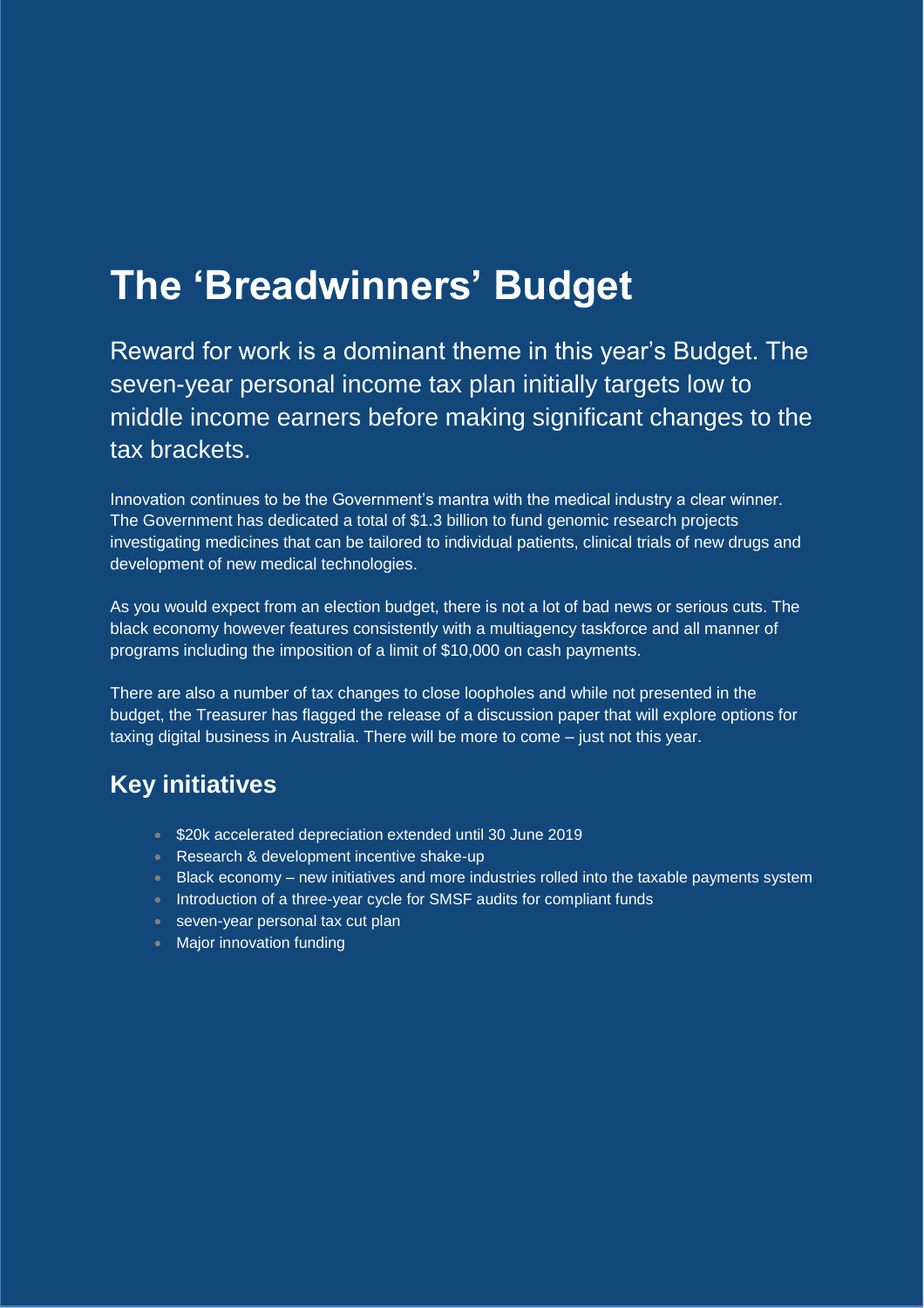# The 'Breadwinners' Budget

Reward for work is a dominant theme in this year's Budget. The seven-year personal income tax plan initially targets low to middle income earners before making significant changes to the tax brackets.

Innovation continues to be the Government's mantra with the medical industry a clear winner. The Government has dedicated a total of $1.3 billion to fund genomic research projects investigating medicines that can be tailored to individual patients, clinical trials of new drugs and development of new medical technologies.

As you would expect from an election budget, there is not a lot of bad news or serious cuts. The black economy however features consistently with a multiagency taskforce and all manner of programs including the imposition of a limit of $10,000 on cash payments.

There are also a number of tax changes to close loopholes and while not presented in the budget, the Treasurer has flagged the release of a discussion paper that will explore options for taxing digital business in Australia. There will be more to come – just not this year.

## Key initiatives

- $20k accelerated depreciation extended until 30 June 2019
- Research & development incentive shake-up
- Black economy – new initiatives and more industries rolled into the taxable payments system
- Introduction of a three-year cycle for SMSF audits for compliant funds
- seven-year personal tax cut plan
- Major innovation funding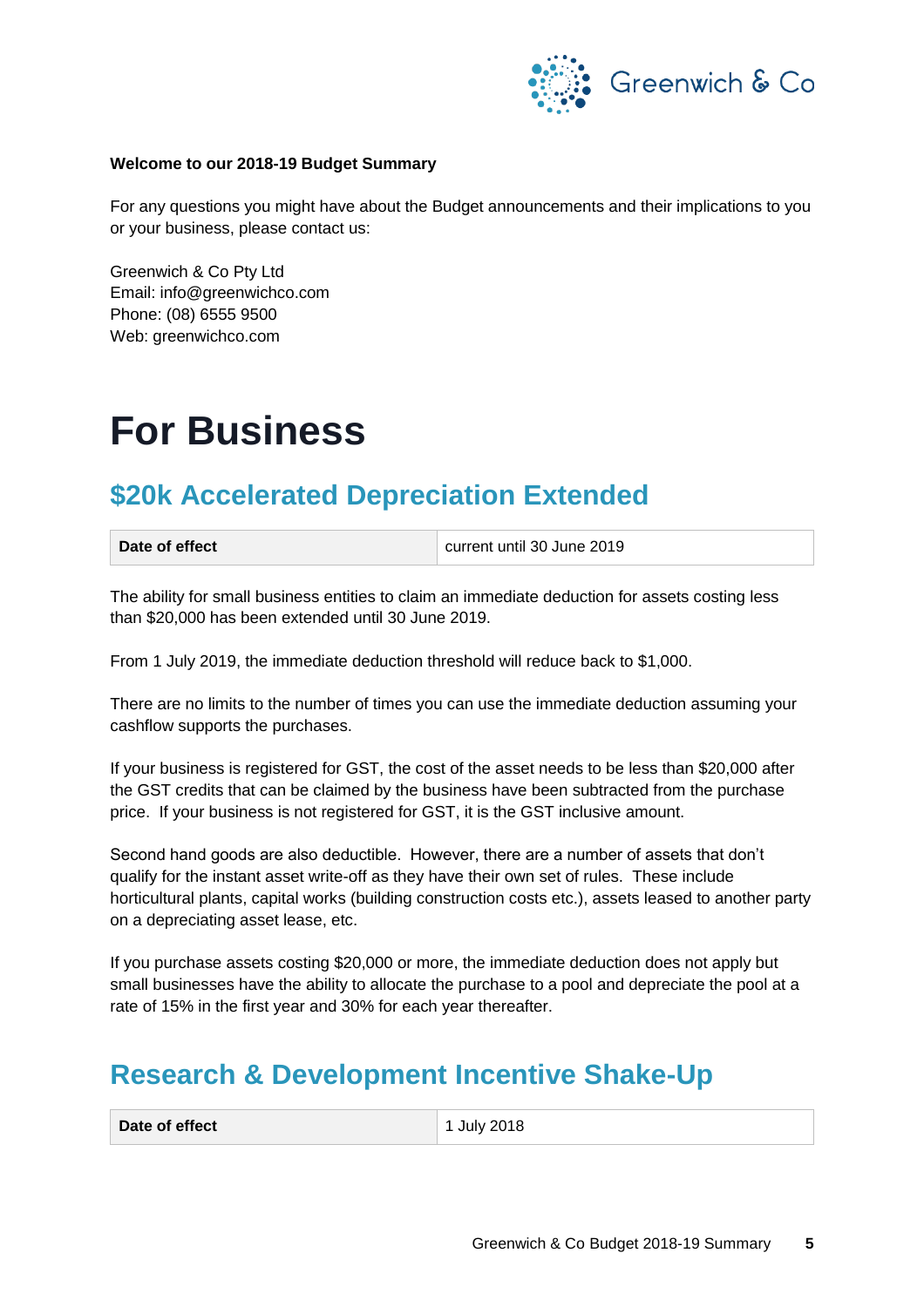**Welcome to our 2018-19 Budget Summary**

For any questions you might have about the Budget announcements and their implications to you or your business, please contact us:

Greenwich & Co Pty Ltd
Email: info@greenwichco.com
Phone: (08) 6555 9500
Web: greenwichco.com

# For Business

## $20k Accelerated Depreciation Extended

| **Date of effect** | current until 30 June 2019 |
|---|---|

The ability for small business entities to claim an immediate deduction for assets costing less than $20,000 has been extended until 30 June 2019.

From 1 July 2019, the immediate deduction threshold will reduce back to $1,000.

There are no limits to the number of times you can use the immediate deduction assuming your cashflow supports the purchases.

If your business is registered for GST, the cost of the asset needs to be less than $20,000 after the GST credits that can be claimed by the business have been subtracted from the purchase price. If your business is not registered for GST, it is the GST inclusive amount.

Second hand goods are also deductible. However, there are a number of assets that don't qualify for the instant asset write-off as they have their own set of rules. These include horticultural plants, capital works (building construction costs etc.), assets leased to another party on a depreciating asset lease, etc.

If you purchase assets costing $20,000 or more, the immediate deduction does not apply but small businesses have the ability to allocate the purchase to a pool and depreciate the pool at a rate of 15% in the first year and 30% for each year thereafter.

## Research & Development Incentive Shake-Up

| **Date of effect** | 1 July 2018 |
|---|---|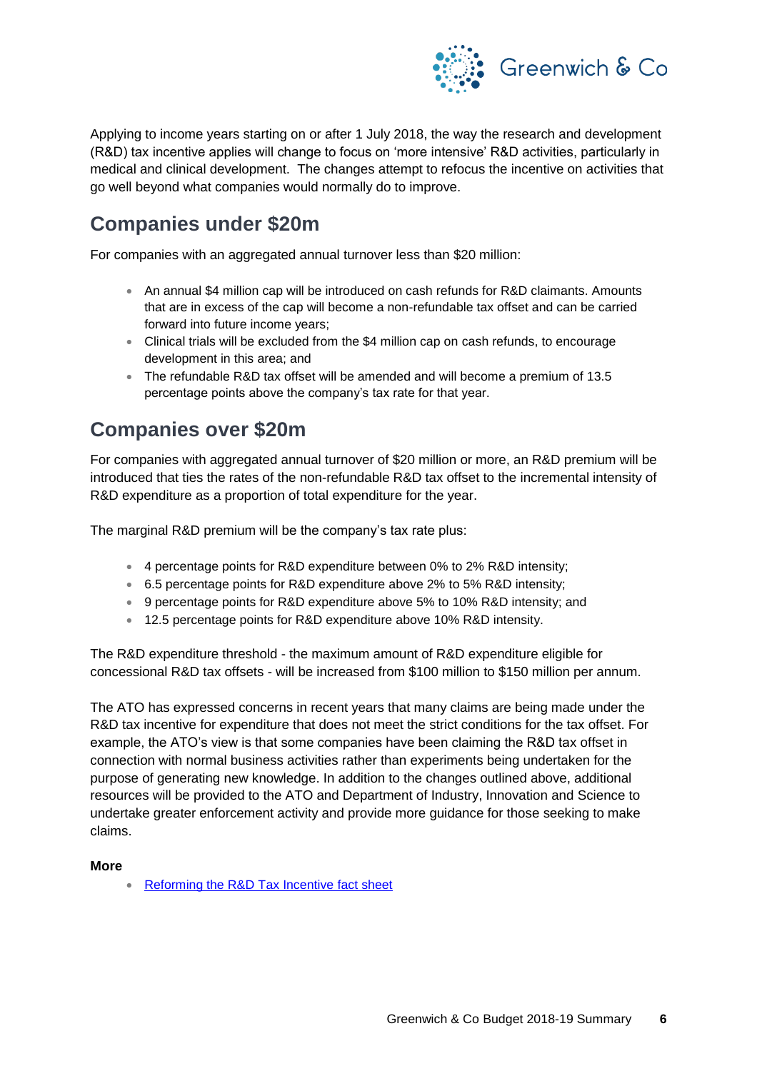Applying to income years starting on or after 1 July 2018, the way the research and development (R&D) tax incentive applies will change to focus on 'more intensive' R&D activities, particularly in medical and clinical development. The changes attempt to refocus the incentive on activities that go well beyond what companies would normally do to improve.

## Companies under $20m

For companies with an aggregated annual turnover less than $20 million:

- An annual $4 million cap will be introduced on cash refunds for R&D claimants. Amounts that are in excess of the cap will become a non-refundable tax offset and can be carried forward into future income years;
- Clinical trials will be excluded from the $4 million cap on cash refunds, to encourage development in this area; and
- The refundable R&D tax offset will be amended and will become a premium of 13.5 percentage points above the company's tax rate for that year.

## Companies over $20m

For companies with aggregated annual turnover of $20 million or more, an R&D premium will be introduced that ties the rates of the non-refundable R&D tax offset to the incremental intensity of R&D expenditure as a proportion of total expenditure for the year.

The marginal R&D premium will be the company's tax rate plus:

- 4 percentage points for R&D expenditure between 0% to 2% R&D intensity;
- 6.5 percentage points for R&D expenditure above 2% to 5% R&D intensity;
- 9 percentage points for R&D expenditure above 5% to 10% R&D intensity; and
- 12.5 percentage points for R&D expenditure above 10% R&D intensity.

The R&D expenditure threshold - the maximum amount of R&D expenditure eligible for concessional R&D tax offsets - will be increased from $100 million to $150 million per annum.

The ATO has expressed concerns in recent years that many claims are being made under the R&D tax incentive for expenditure that does not meet the strict conditions for the tax offset. For example, the ATO's view is that some companies have been claiming the R&D tax offset in connection with normal business activities rather than experiments being undertaken for the purpose of generating new knowledge. In addition to the changes outlined above, additional resources will be provided to the ATO and Department of Industry, Innovation and Science to undertake greater enforcement activity and provide more guidance for those seeking to make claims.

**More**

- Reforming the R&D Tax Incentive fact sheet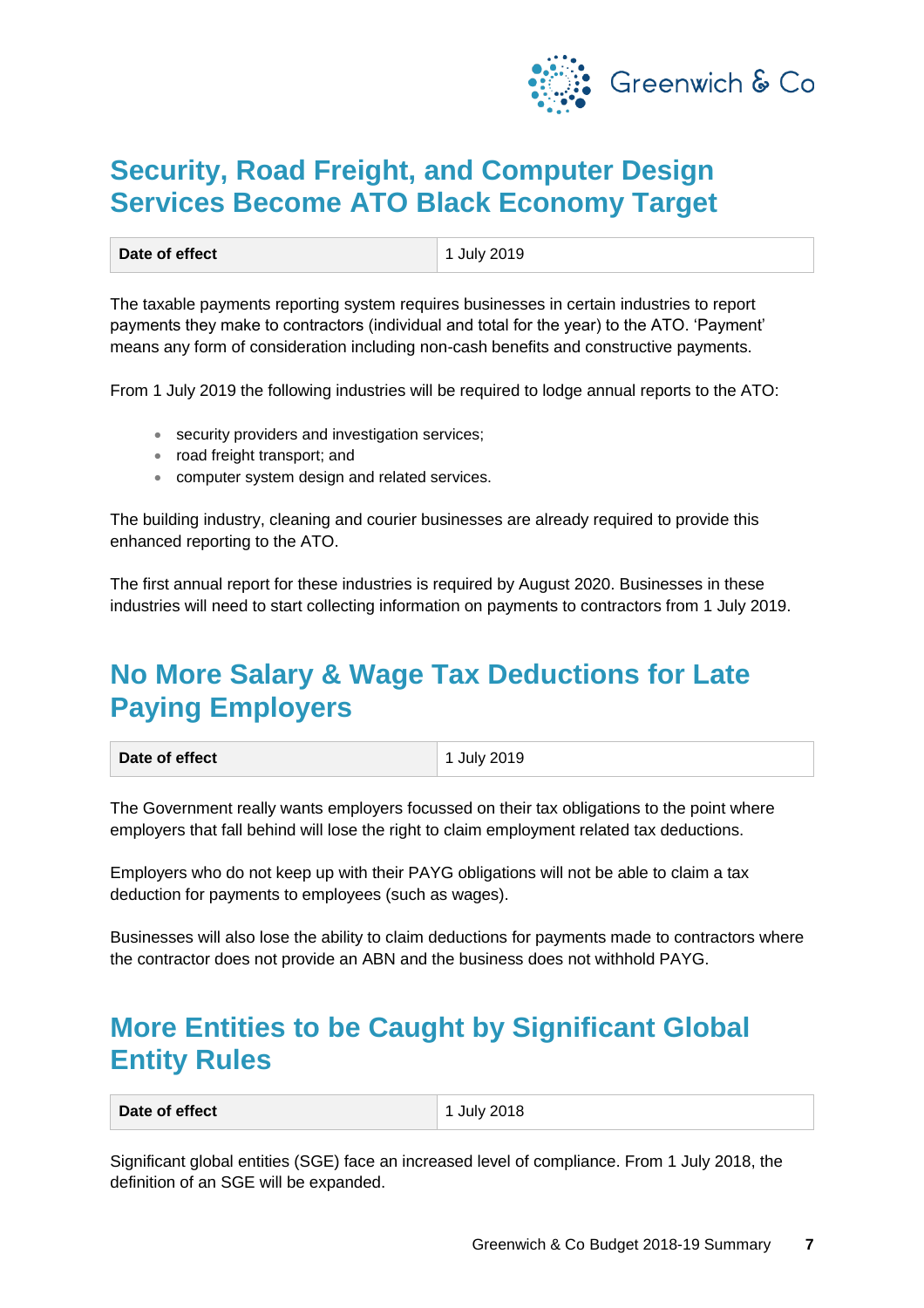## Security, Road Freight, and Computer Design Services Become ATO Black Economy Target

| Date of effect | 1 July 2019 |
| --- | --- |

The taxable payments reporting system requires businesses in certain industries to report payments they make to contractors (individual and total for the year) to the ATO. 'Payment' means any form of consideration including non-cash benefits and constructive payments.

From 1 July 2019 the following industries will be required to lodge annual reports to the ATO:

- security providers and investigation services;
- road freight transport; and
- computer system design and related services.

The building industry, cleaning and courier businesses are already required to provide this enhanced reporting to the ATO.

The first annual report for these industries is required by August 2020. Businesses in these industries will need to start collecting information on payments to contractors from 1 July 2019.

## No More Salary & Wage Tax Deductions for Late Paying Employers

| Date of effect | 1 July 2019 |
| --- | --- |

The Government really wants employers focussed on their tax obligations to the point where employers that fall behind will lose the right to claim employment related tax deductions.

Employers who do not keep up with their PAYG obligations will not be able to claim a tax deduction for payments to employees (such as wages).

Businesses will also lose the ability to claim deductions for payments made to contractors where the contractor does not provide an ABN and the business does not withhold PAYG.

## More Entities to be Caught by Significant Global Entity Rules

| Date of effect | 1 July 2018 |
| --- | --- |

Significant global entities (SGE) face an increased level of compliance. From 1 July 2018, the definition of an SGE will be expanded.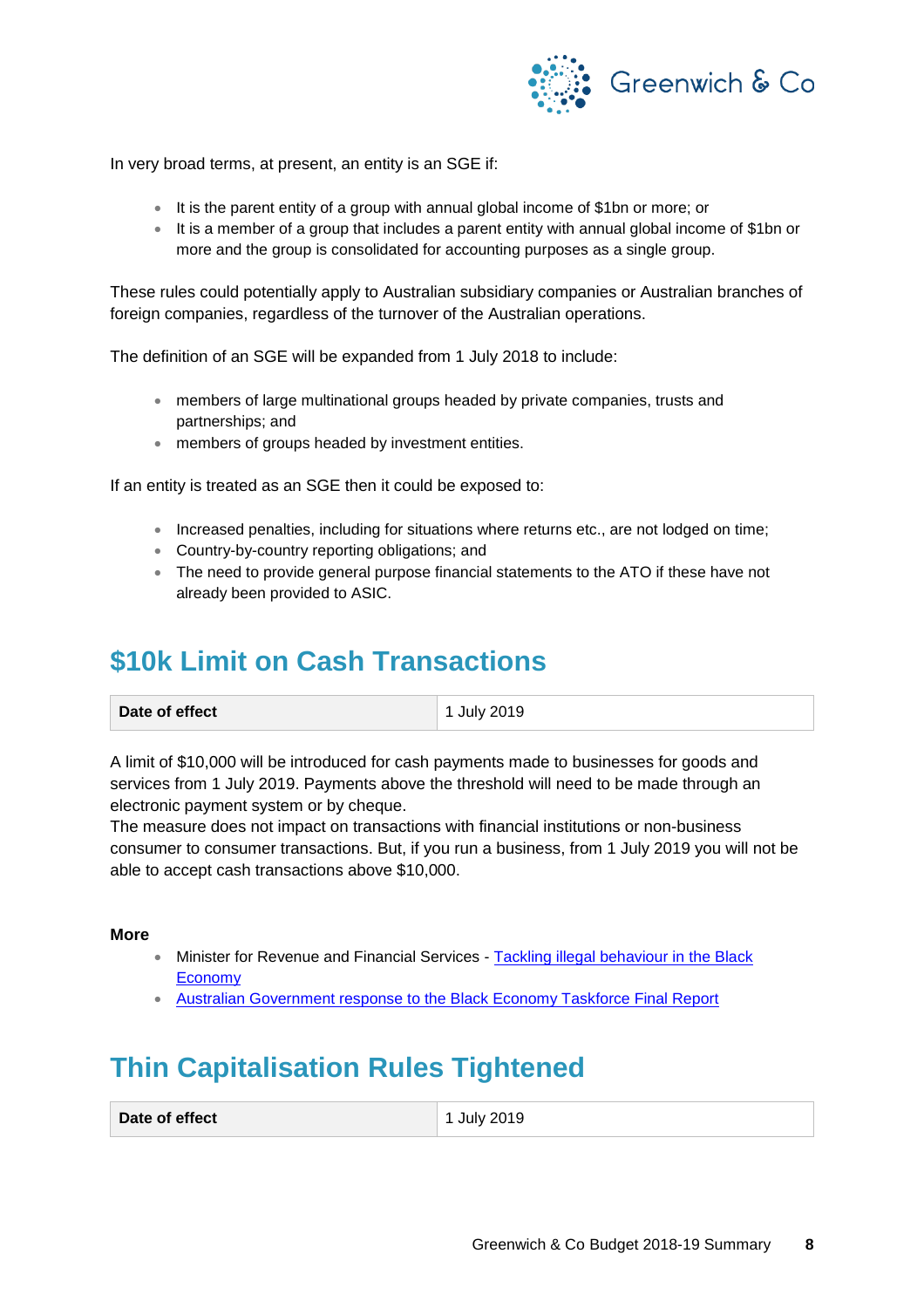In very broad terms, at present, an entity is an SGE if:

- It is the parent entity of a group with annual global income of $1bn or more; or
- It is a member of a group that includes a parent entity with annual global income of $1bn or more and the group is consolidated for accounting purposes as a single group.

These rules could potentially apply to Australian subsidiary companies or Australian branches of foreign companies, regardless of the turnover of the Australian operations.

The definition of an SGE will be expanded from 1 July 2018 to include:

- members of large multinational groups headed by private companies, trusts and partnerships; and
- members of groups headed by investment entities.

If an entity is treated as an SGE then it could be exposed to:

- Increased penalties, including for situations where returns etc., are not lodged on time;
- Country-by-country reporting obligations; and
- The need to provide general purpose financial statements to the ATO if these have not already been provided to ASIC.

## $10k Limit on Cash Transactions

| **Date of effect** | 1 July 2019 |
|---|---|

A limit of $10,000 will be introduced for cash payments made to businesses for goods and services from 1 July 2019. Payments above the threshold will need to be made through an electronic payment system or by cheque.
The measure does not impact on transactions with financial institutions or non-business consumer to consumer transactions. But, if you run a business, from 1 July 2019 you will not be able to accept cash transactions above $10,000.

**More**

- Minister for Revenue and Financial Services - Tackling illegal behaviour in the Black Economy
- Australian Government response to the Black Economy Taskforce Final Report

## Thin Capitalisation Rules Tightened

| **Date of effect** | 1 July 2019 |
|---|---|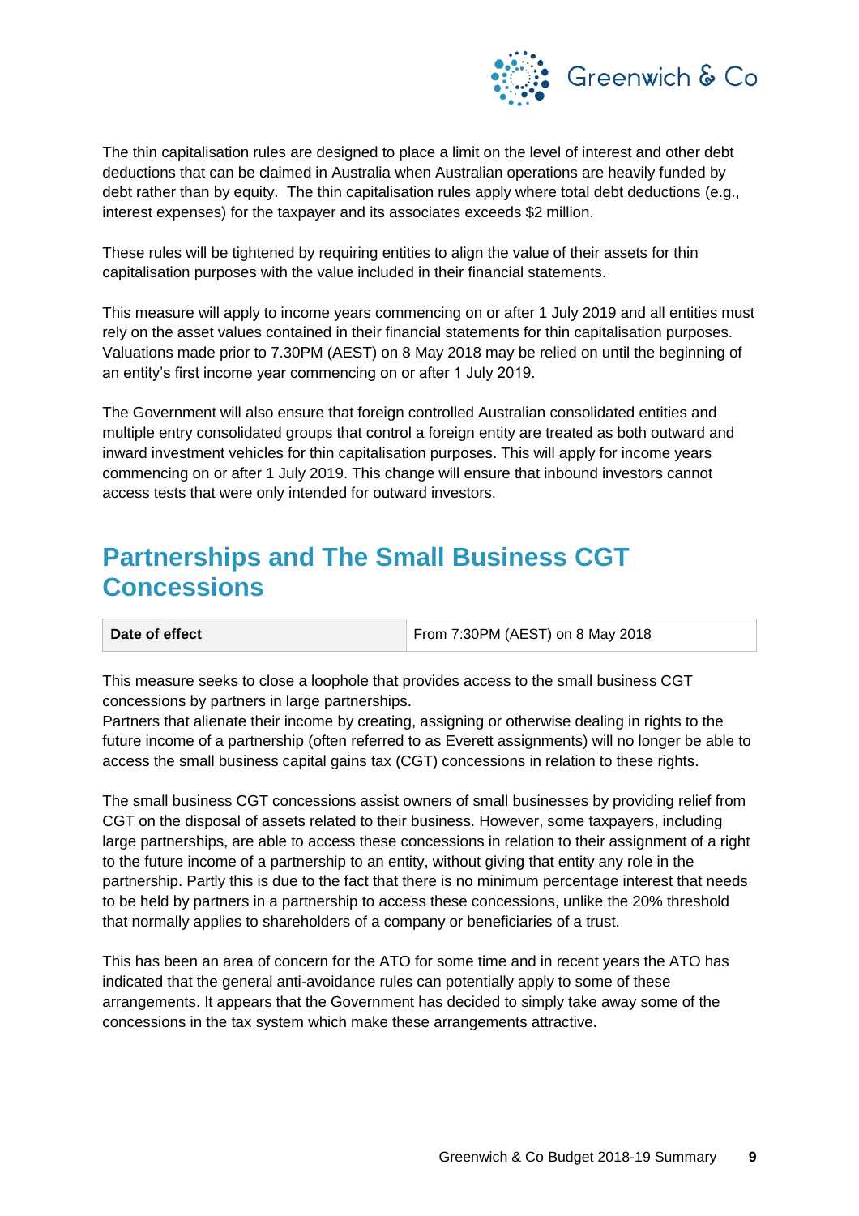The thin capitalisation rules are designed to place a limit on the level of interest and other debt deductions that can be claimed in Australia when Australian operations are heavily funded by debt rather than by equity. The thin capitalisation rules apply where total debt deductions (e.g., interest expenses) for the taxpayer and its associates exceeds $2 million.

These rules will be tightened by requiring entities to align the value of their assets for thin capitalisation purposes with the value included in their financial statements.

This measure will apply to income years commencing on or after 1 July 2019 and all entities must rely on the asset values contained in their financial statements for thin capitalisation purposes. Valuations made prior to 7.30PM (AEST) on 8 May 2018 may be relied on until the beginning of an entity's first income year commencing on or after 1 July 2019.

The Government will also ensure that foreign controlled Australian consolidated entities and multiple entry consolidated groups that control a foreign entity are treated as both outward and inward investment vehicles for thin capitalisation purposes. This will apply for income years commencing on or after 1 July 2019. This change will ensure that inbound investors cannot access tests that were only intended for outward investors.

## Partnerships and The Small Business CGT Concessions

| **Date of effect** | From 7:30PM (AEST) on 8 May 2018 |
|---|---|

This measure seeks to close a loophole that provides access to the small business CGT concessions by partners in large partnerships.
Partners that alienate their income by creating, assigning or otherwise dealing in rights to the future income of a partnership (often referred to as Everett assignments) will no longer be able to access the small business capital gains tax (CGT) concessions in relation to these rights.

The small business CGT concessions assist owners of small businesses by providing relief from CGT on the disposal of assets related to their business. However, some taxpayers, including large partnerships, are able to access these concessions in relation to their assignment of a right to the future income of a partnership to an entity, without giving that entity any role in the partnership. Partly this is due to the fact that there is no minimum percentage interest that needs to be held by partners in a partnership to access these concessions, unlike the 20% threshold that normally applies to shareholders of a company or beneficiaries of a trust.

This has been an area of concern for the ATO for some time and in recent years the ATO has indicated that the general anti-avoidance rules can potentially apply to some of these arrangements. It appears that the Government has decided to simply take away some of the concessions in the tax system which make these arrangements attractive.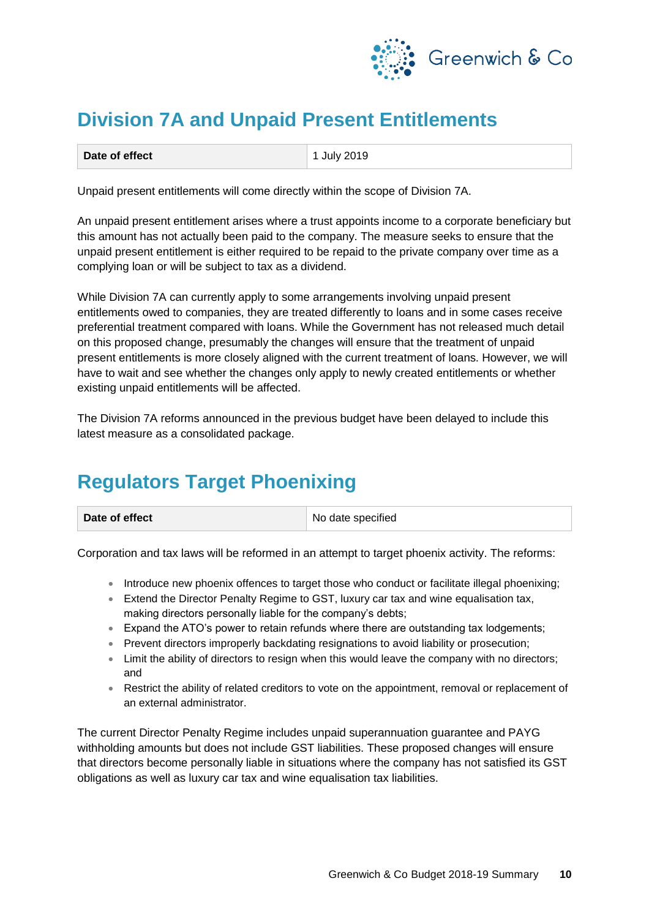## Division 7A and Unpaid Present Entitlements

| Date of effect | 1 July 2019 |
|---|---|

Unpaid present entitlements will come directly within the scope of Division 7A.

An unpaid present entitlement arises where a trust appoints income to a corporate beneficiary but this amount has not actually been paid to the company. The measure seeks to ensure that the unpaid present entitlement is either required to be repaid to the private company over time as a complying loan or will be subject to tax as a dividend.

While Division 7A can currently apply to some arrangements involving unpaid present entitlements owed to companies, they are treated differently to loans and in some cases receive preferential treatment compared with loans. While the Government has not released much detail on this proposed change, presumably the changes will ensure that the treatment of unpaid present entitlements is more closely aligned with the current treatment of loans. However, we will have to wait and see whether the changes only apply to newly created entitlements or whether existing unpaid entitlements will be affected.

The Division 7A reforms announced in the previous budget have been delayed to include this latest measure as a consolidated package.

## Regulators Target Phoenixing

| Date of effect | No date specified |
|---|---|

Corporation and tax laws will be reformed in an attempt to target phoenix activity. The reforms:

- Introduce new phoenix offences to target those who conduct or facilitate illegal phoenixing;
- Extend the Director Penalty Regime to GST, luxury car tax and wine equalisation tax, making directors personally liable for the company's debts;
- Expand the ATO's power to retain refunds where there are outstanding tax lodgements;
- Prevent directors improperly backdating resignations to avoid liability or prosecution;
- Limit the ability of directors to resign when this would leave the company with no directors; and
- Restrict the ability of related creditors to vote on the appointment, removal or replacement of an external administrator.

The current Director Penalty Regime includes unpaid superannuation guarantee and PAYG withholding amounts but does not include GST liabilities. These proposed changes will ensure that directors become personally liable in situations where the company has not satisfied its GST obligations as well as luxury car tax and wine equalisation tax liabilities.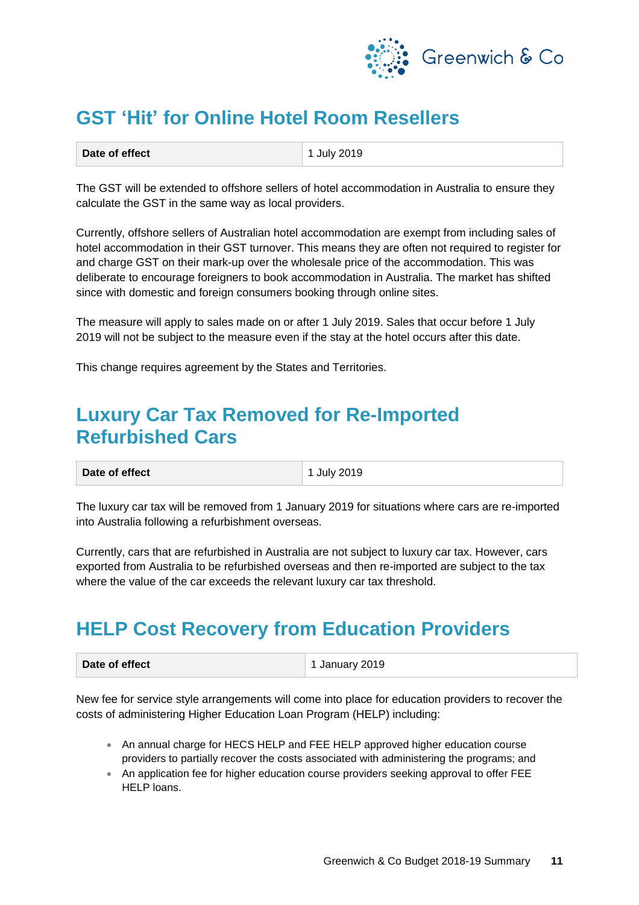## GST 'Hit' for Online Hotel Room Resellers

| Date of effect | 1 July 2019 |
|---|---|

The GST will be extended to offshore sellers of hotel accommodation in Australia to ensure they calculate the GST in the same way as local providers.

Currently, offshore sellers of Australian hotel accommodation are exempt from including sales of hotel accommodation in their GST turnover. This means they are often not required to register for and charge GST on their mark-up over the wholesale price of the accommodation. This was deliberate to encourage foreigners to book accommodation in Australia. The market has shifted since with domestic and foreign consumers booking through online sites.

The measure will apply to sales made on or after 1 July 2019. Sales that occur before 1 July 2019 will not be subject to the measure even if the stay at the hotel occurs after this date.

This change requires agreement by the States and Territories.

## Luxury Car Tax Removed for Re-Imported Refurbished Cars

| Date of effect | 1 July 2019 |
|---|---|

The luxury car tax will be removed from 1 January 2019 for situations where cars are re-imported into Australia following a refurbishment overseas.

Currently, cars that are refurbished in Australia are not subject to luxury car tax. However, cars exported from Australia to be refurbished overseas and then re-imported are subject to the tax where the value of the car exceeds the relevant luxury car tax threshold.

## HELP Cost Recovery from Education Providers

| Date of effect | 1 January 2019 |
|---|---|

New fee for service style arrangements will come into place for education providers to recover the costs of administering Higher Education Loan Program (HELP) including:

- An annual charge for HECS HELP and FEE HELP approved higher education course providers to partially recover the costs associated with administering the programs; and
- An application fee for higher education course providers seeking approval to offer FEE HELP loans.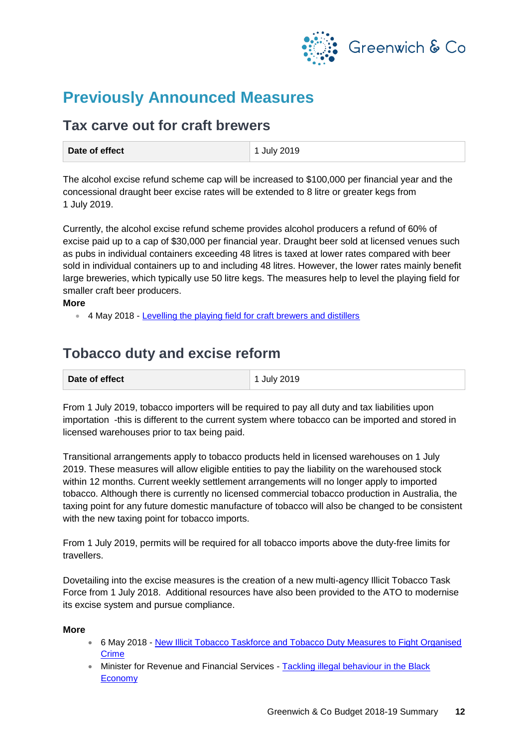# Previously Announced Measures

## Tax carve out for craft brewers

| Date of effect | 1 July 2019 |
| --- | --- |

The alcohol excise refund scheme cap will be increased to $100,000 per financial year and the concessional draught beer excise rates will be extended to 8 litre or greater kegs from 1 July 2019.

Currently, the alcohol excise refund scheme provides alcohol producers a refund of 60% of excise paid up to a cap of $30,000 per financial year. Draught beer sold at licensed venues such as pubs in individual containers exceeding 48 litres is taxed at lower rates compared with beer sold in individual containers up to and including 48 litres. However, the lower rates mainly benefit large breweries, which typically use 50 litre kegs. The measures help to level the playing field for smaller craft beer producers.

**More**

- 4 May 2018 - Levelling the playing field for craft brewers and distillers

## Tobacco duty and excise reform

| Date of effect | 1 July 2019 |
| --- | --- |

From 1 July 2019, tobacco importers will be required to pay all duty and tax liabilities upon importation -this is different to the current system where tobacco can be imported and stored in licensed warehouses prior to tax being paid.

Transitional arrangements apply to tobacco products held in licensed warehouses on 1 July 2019. These measures will allow eligible entities to pay the liability on the warehoused stock within 12 months. Current weekly settlement arrangements will no longer apply to imported tobacco. Although there is currently no licensed commercial tobacco production in Australia, the taxing point for any future domestic manufacture of tobacco will also be changed to be consistent with the new taxing point for tobacco imports.

From 1 July 2019, permits will be required for all tobacco imports above the duty-free limits for travellers.

Dovetailing into the excise measures is the creation of a new multi-agency Illicit Tobacco Task Force from 1 July 2018. Additional resources have also been provided to the ATO to modernise its excise system and pursue compliance.

**More**

- 6 May 2018 - New Illicit Tobacco Taskforce and Tobacco Duty Measures to Fight Organised Crime
- Minister for Revenue and Financial Services - Tackling illegal behaviour in the Black Economy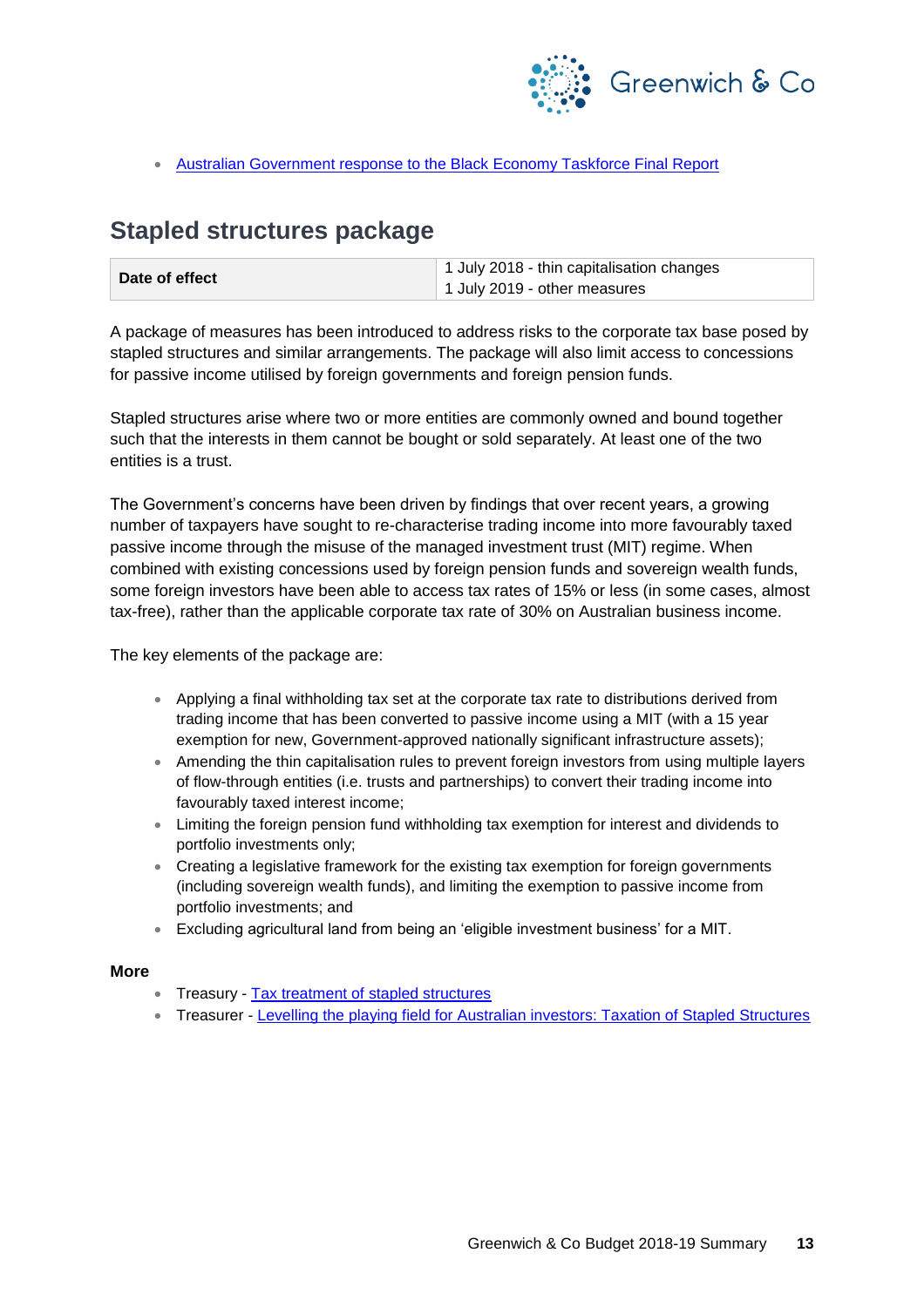- [Australian Government response to the Black Economy Taskforce Final Report]()

## Stapled structures package

| **Date of effect** | 1 July 2018 - thin capitalisation changes<br>1 July 2019 - other measures |
|---|---|

A package of measures has been introduced to address risks to the corporate tax base posed by stapled structures and similar arrangements. The package will also limit access to concessions for passive income utilised by foreign governments and foreign pension funds.

Stapled structures arise where two or more entities are commonly owned and bound together such that the interests in them cannot be bought or sold separately. At least one of the two entities is a trust.

The Government's concerns have been driven by findings that over recent years, a growing number of taxpayers have sought to re-characterise trading income into more favourably taxed passive income through the misuse of the managed investment trust (MIT) regime. When combined with existing concessions used by foreign pension funds and sovereign wealth funds, some foreign investors have been able to access tax rates of 15% or less (in some cases, almost tax-free), rather than the applicable corporate tax rate of 30% on Australian business income.

The key elements of the package are:

- Applying a final withholding tax set at the corporate tax rate to distributions derived from trading income that has been converted to passive income using a MIT (with a 15 year exemption for new, Government-approved nationally significant infrastructure assets);
- Amending the thin capitalisation rules to prevent foreign investors from using multiple layers of flow-through entities (i.e. trusts and partnerships) to convert their trading income into favourably taxed interest income;
- Limiting the foreign pension fund withholding tax exemption for interest and dividends to portfolio investments only;
- Creating a legislative framework for the existing tax exemption for foreign governments (including sovereign wealth funds), and limiting the exemption to passive income from portfolio investments; and
- Excluding agricultural land from being an 'eligible investment business' for a MIT.

**More**

- Treasury - [Tax treatment of stapled structures]()
- Treasurer - [Levelling the playing field for Australian investors: Taxation of Stapled Structures]()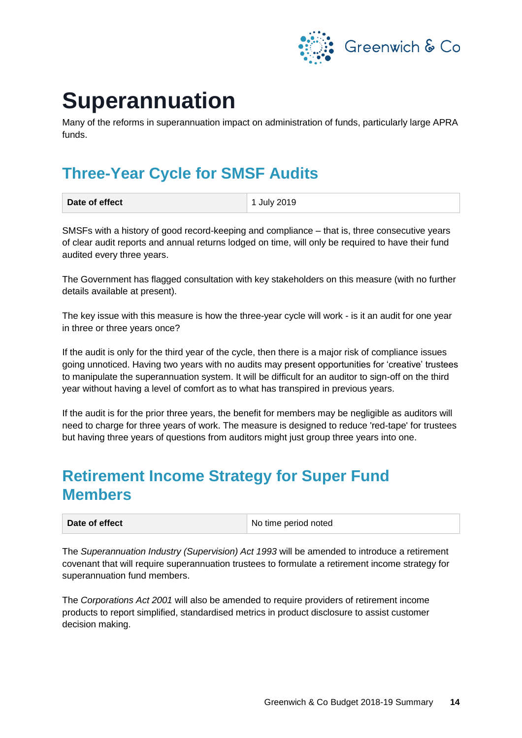# Superannuation

Many of the reforms in superannuation impact on administration of funds, particularly large APRA funds.

## Three-Year Cycle for SMSF Audits

| **Date of effect** | 1 July 2019 |
|---|---|

SMSFs with a history of good record-keeping and compliance – that is, three consecutive years of clear audit reports and annual returns lodged on time, will only be required to have their fund audited every three years.

The Government has flagged consultation with key stakeholders on this measure (with no further details available at present).

The key issue with this measure is how the three-year cycle will work - is it an audit for one year in three or three years once?

If the audit is only for the third year of the cycle, then there is a major risk of compliance issues going unnoticed. Having two years with no audits may present opportunities for 'creative' trustees to manipulate the superannuation system. It will be difficult for an auditor to sign-off on the third year without having a level of comfort as to what has transpired in previous years.

If the audit is for the prior three years, the benefit for members may be negligible as auditors will need to charge for three years of work. The measure is designed to reduce 'red-tape' for trustees but having three years of questions from auditors might just group three years into one.

## Retirement Income Strategy for Super Fund Members

| **Date of effect** | No time period noted |
|---|---|

The *Superannuation Industry (Supervision) Act 1993* will be amended to introduce a retirement covenant that will require superannuation trustees to formulate a retirement income strategy for superannuation fund members.

The *Corporations Act 2001* will also be amended to require providers of retirement income products to report simplified, standardised metrics in product disclosure to assist customer decision making.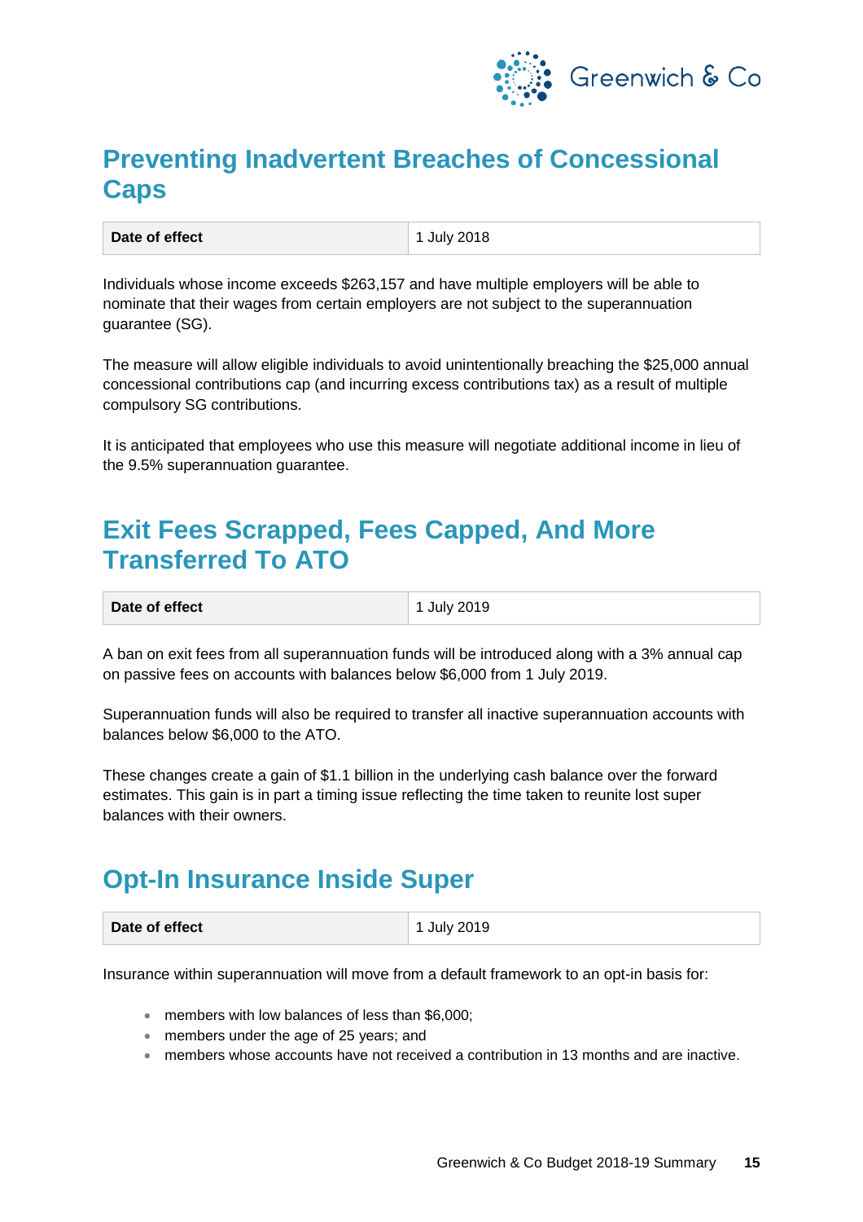## Preventing Inadvertent Breaches of Concessional Caps

| **Date of effect** | 1 July 2018 |
|---|---|

Individuals whose income exceeds $263,157 and have multiple employers will be able to nominate that their wages from certain employers are not subject to the superannuation guarantee (SG).

The measure will allow eligible individuals to avoid unintentionally breaching the $25,000 annual concessional contributions cap (and incurring excess contributions tax) as a result of multiple compulsory SG contributions.

It is anticipated that employees who use this measure will negotiate additional income in lieu of the 9.5% superannuation guarantee.

## Exit Fees Scrapped, Fees Capped, And More Transferred To ATO

| **Date of effect** | 1 July 2019 |
|---|---|

A ban on exit fees from all superannuation funds will be introduced along with a 3% annual cap on passive fees on accounts with balances below $6,000 from 1 July 2019.

Superannuation funds will also be required to transfer all inactive superannuation accounts with balances below $6,000 to the ATO.

These changes create a gain of $1.1 billion in the underlying cash balance over the forward estimates. This gain is in part a timing issue reflecting the time taken to reunite lost super balances with their owners.

## Opt-In Insurance Inside Super

| **Date of effect** | 1 July 2019 |
|---|---|

Insurance within superannuation will move from a default framework to an opt-in basis for:

- members with low balances of less than $6,000;
- members under the age of 25 years; and
- members whose accounts have not received a contribution in 13 months and are inactive.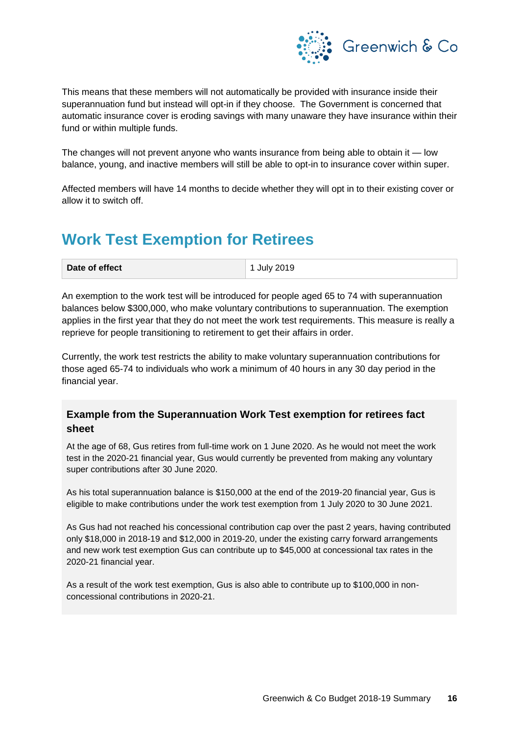This means that these members will not automatically be provided with insurance inside their superannuation fund but instead will opt-in if they choose. The Government is concerned that automatic insurance cover is eroding savings with many unaware they have insurance within their fund or within multiple funds.

The changes will not prevent anyone who wants insurance from being able to obtain it — low balance, young, and inactive members will still be able to opt-in to insurance cover within super.

Affected members will have 14 months to decide whether they will opt in to their existing cover or allow it to switch off.

## Work Test Exemption for Retirees

| **Date of effect** | 1 July 2019 |
| --- | --- |

An exemption to the work test will be introduced for people aged 65 to 74 with superannuation balances below $300,000, who make voluntary contributions to superannuation. The exemption applies in the first year that they do not meet the work test requirements. This measure is really a reprieve for people transitioning to retirement to get their affairs in order.

Currently, the work test restricts the ability to make voluntary superannuation contributions for those aged 65-74 to individuals who work a minimum of 40 hours in any 30 day period in the financial year.

### Example from the Superannuation Work Test exemption for retirees fact sheet

At the age of 68, Gus retires from full-time work on 1 June 2020. As he would not meet the work test in the 2020-21 financial year, Gus would currently be prevented from making any voluntary super contributions after 30 June 2020.

As his total superannuation balance is $150,000 at the end of the 2019-20 financial year, Gus is eligible to make contributions under the work test exemption from 1 July 2020 to 30 June 2021.

As Gus had not reached his concessional contribution cap over the past 2 years, having contributed only $18,000 in 2018-19 and $12,000 in 2019-20, under the existing carry forward arrangements and new work test exemption Gus can contribute up to $45,000 at concessional tax rates in the 2020-21 financial year.

As a result of the work test exemption, Gus is also able to contribute up to $100,000 in non-concessional contributions in 2020-21.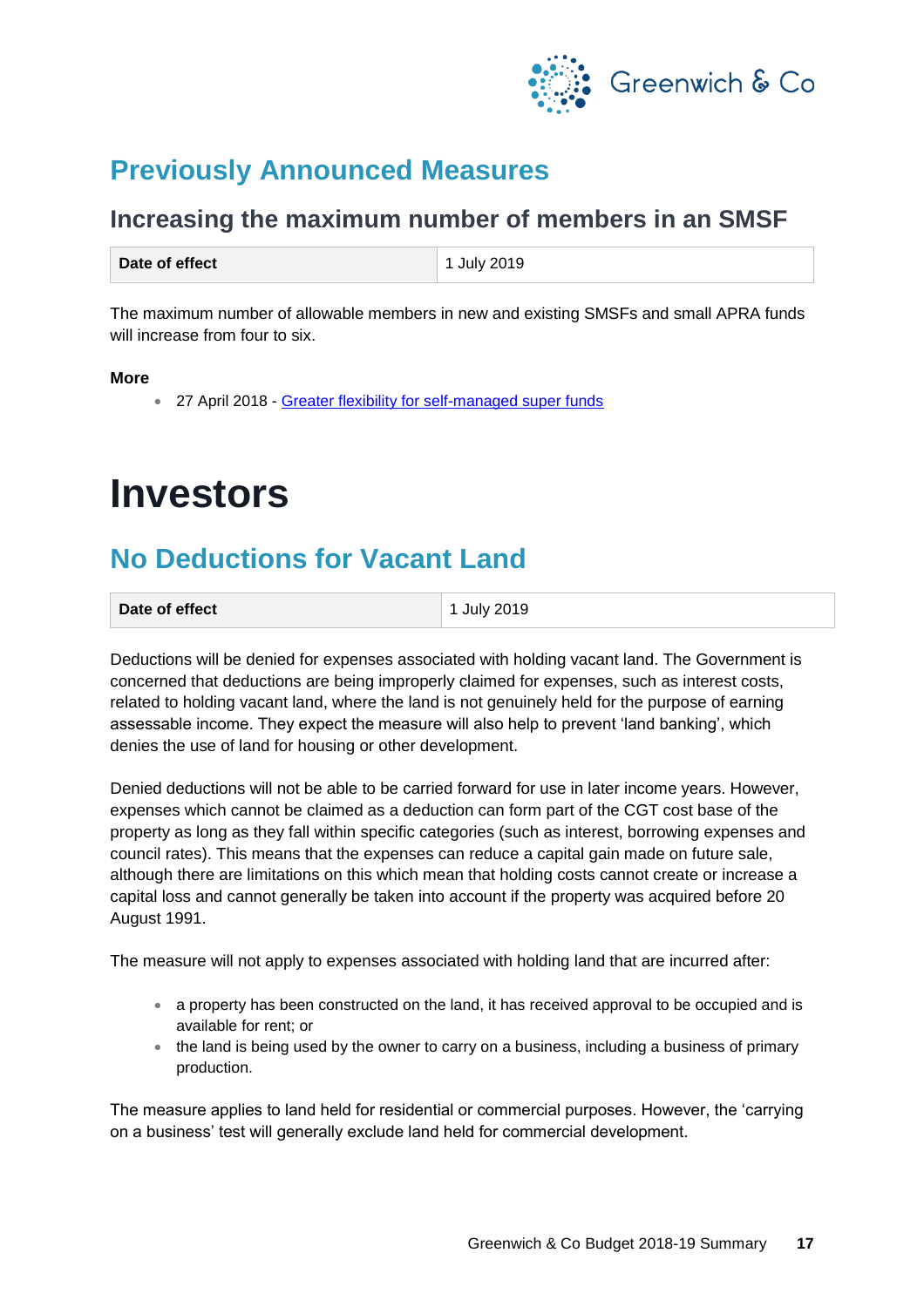## Previously Announced Measures

### Increasing the maximum number of members in an SMSF

| Date of effect | 1 July 2019 |
|---|---|

The maximum number of allowable members in new and existing SMSFs and small APRA funds will increase from four to six.

**More**

- 27 April 2018 - Greater flexibility for self-managed super funds

# Investors

## No Deductions for Vacant Land

| Date of effect | 1 July 2019 |
|---|---|

Deductions will be denied for expenses associated with holding vacant land. The Government is concerned that deductions are being improperly claimed for expenses, such as interest costs, related to holding vacant land, where the land is not genuinely held for the purpose of earning assessable income. They expect the measure will also help to prevent 'land banking', which denies the use of land for housing or other development.

Denied deductions will not be able to be carried forward for use in later income years. However, expenses which cannot be claimed as a deduction can form part of the CGT cost base of the property as long as they fall within specific categories (such as interest, borrowing expenses and council rates). This means that the expenses can reduce a capital gain made on future sale, although there are limitations on this which mean that holding costs cannot create or increase a capital loss and cannot generally be taken into account if the property was acquired before 20 August 1991.

The measure will not apply to expenses associated with holding land that are incurred after:

- a property has been constructed on the land, it has received approval to be occupied and is available for rent; or
- the land is being used by the owner to carry on a business, including a business of primary production.

The measure applies to land held for residential or commercial purposes. However, the 'carrying on a business' test will generally exclude land held for commercial development.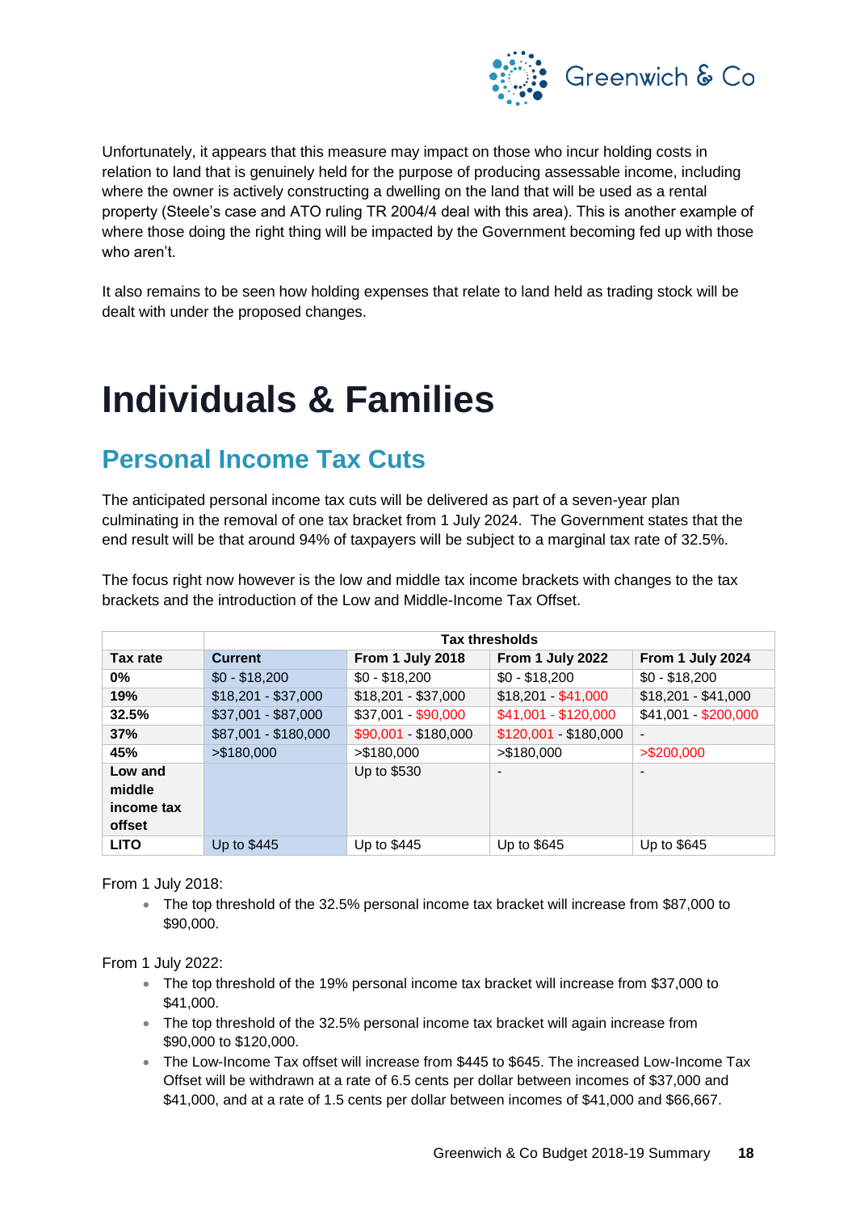Unfortunately, it appears that this measure may impact on those who incur holding costs in relation to land that is genuinely held for the purpose of producing assessable income, including where the owner is actively constructing a dwelling on the land that will be used as a rental property (Steele's case and ATO ruling TR 2004/4 deal with this area). This is another example of where those doing the right thing will be impacted by the Government becoming fed up with those who aren't.

It also remains to be seen how holding expenses that relate to land held as trading stock will be dealt with under the proposed changes.

# Individuals & Families

## Personal Income Tax Cuts

The anticipated personal income tax cuts will be delivered as part of a seven-year plan culminating in the removal of one tax bracket from 1 July 2024. The Government states that the end result will be that around 94% of taxpayers will be subject to a marginal tax rate of 32.5%.

The focus right now however is the low and middle tax income brackets with changes to the tax brackets and the introduction of the Low and Middle-Income Tax Offset.

| | Tax thresholds | | | |
|---|---|---|---|---|
| **Tax rate** | **Current** | **From 1 July 2018** | **From 1 July 2022** | **From 1 July 2024** |
| **0%** | $0 - $18,200 | $0 - $18,200 | $0 - $18,200 | $0 - $18,200 |
| **19%** | $18,201 - $37,000 | $18,201 - $37,000 | $18,201 - $41,000 | $18,201 - $41,000 |
| **32.5%** | $37,001 - $87,000 | $37,001 - $90,000 | $41,001 - $120,000 | $41,001 - $200,000 |
| **37%** | $87,001 - $180,000 | $90,001 - $180,000 | $120,001 - $180,000 | - |
| **45%** | >$180,000 | >$180,000 | >$180,000 | >$200,000 |
| **Low and middle income tax offset** | | Up to $530 | - | - |
| **LITO** | Up to $445 | Up to $445 | Up to $645 | Up to $645 |

From 1 July 2018:

- The top threshold of the 32.5% personal income tax bracket will increase from $87,000 to $90,000.

From 1 July 2022:

- The top threshold of the 19% personal income tax bracket will increase from $37,000 to $41,000.
- The top threshold of the 32.5% personal income tax bracket will again increase from $90,000 to $120,000.
- The Low-Income Tax offset will increase from $445 to $645. The increased Low-Income Tax Offset will be withdrawn at a rate of 6.5 cents per dollar between incomes of $37,000 and $41,000, and at a rate of 1.5 cents per dollar between incomes of $41,000 and $66,667.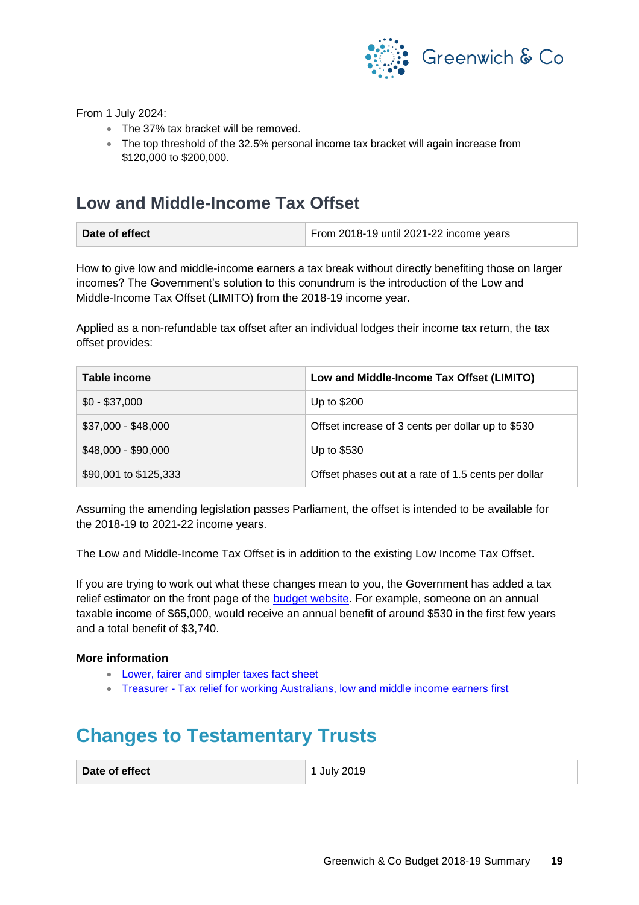From 1 July 2024:

- The 37% tax bracket will be removed.
- The top threshold of the 32.5% personal income tax bracket will again increase from $120,000 to $200,000.

## Low and Middle-Income Tax Offset

| **Date of effect** | From 2018-19 until 2021-22 income years |
|---|---|

How to give low and middle-income earners a tax break without directly benefiting those on larger incomes? The Government's solution to this conundrum is the introduction of the Low and Middle-Income Tax Offset (LIMITO) from the 2018-19 income year.

Applied as a non-refundable tax offset after an individual lodges their income tax return, the tax offset provides:

| Table income | Low and Middle-Income Tax Offset (LIMITO) |
|---|---|
| $0 - $37,000 | Up to $200 |
| $37,000 - $48,000 | Offset increase of 3 cents per dollar up to $530 |
| $48,000 - $90,000 | Up to $530 |
| $90,001 to $125,333 | Offset phases out at a rate of 1.5 cents per dollar |

Assuming the amending legislation passes Parliament, the offset is intended to be available for the 2018-19 to 2021-22 income years.

The Low and Middle-Income Tax Offset is in addition to the existing Low Income Tax Offset.

If you are trying to work out what these changes mean to you, the Government has added a tax relief estimator on the front page of the budget website. For example, someone on an annual taxable income of $65,000, would receive an annual benefit of around $530 in the first few years and a total benefit of $3,740.

**More information**

- Lower, fairer and simpler taxes fact sheet
- Treasurer - Tax relief for working Australians, low and middle income earners first

# Changes to Testamentary Trusts

| **Date of effect** | 1 July 2019 |
|---|---|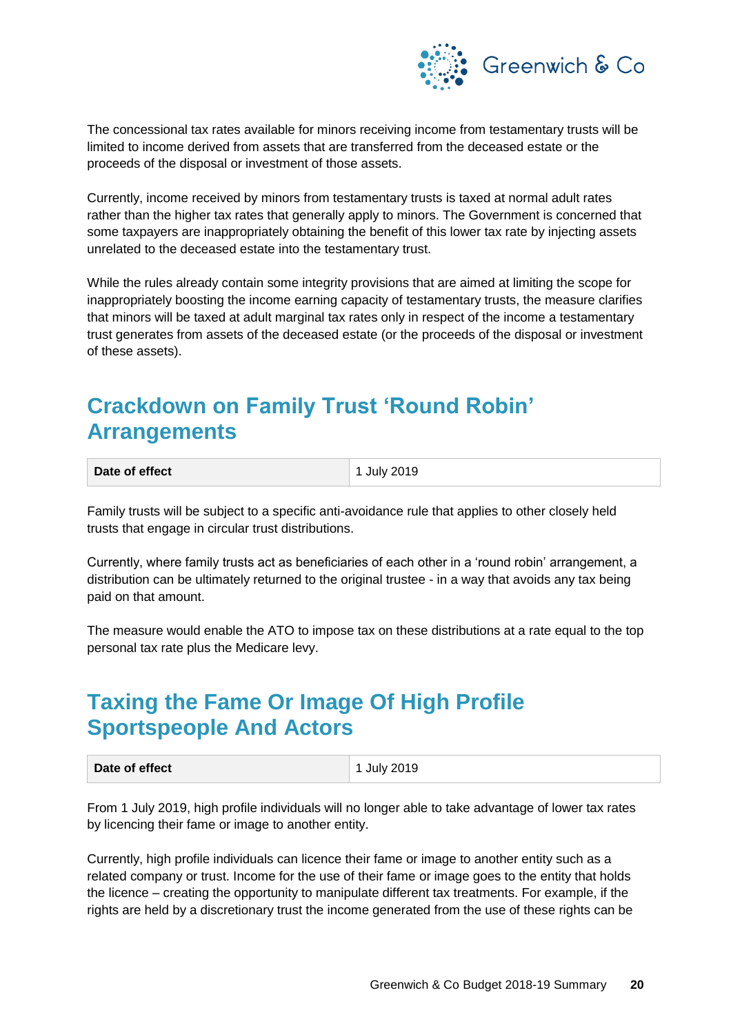The concessional tax rates available for minors receiving income from testamentary trusts will be limited to income derived from assets that are transferred from the deceased estate or the proceeds of the disposal or investment of those assets.

Currently, income received by minors from testamentary trusts is taxed at normal adult rates rather than the higher tax rates that generally apply to minors. The Government is concerned that some taxpayers are inappropriately obtaining the benefit of this lower tax rate by injecting assets unrelated to the deceased estate into the testamentary trust.

While the rules already contain some integrity provisions that are aimed at limiting the scope for inappropriately boosting the income earning capacity of testamentary trusts, the measure clarifies that minors will be taxed at adult marginal tax rates only in respect of the income a testamentary trust generates from assets of the deceased estate (or the proceeds of the disposal or investment of these assets).

## Crackdown on Family Trust 'Round Robin' Arrangements

| **Date of effect** | 1 July 2019 |
|---|---|

Family trusts will be subject to a specific anti-avoidance rule that applies to other closely held trusts that engage in circular trust distributions.

Currently, where family trusts act as beneficiaries of each other in a 'round robin' arrangement, a distribution can be ultimately returned to the original trustee - in a way that avoids any tax being paid on that amount.

The measure would enable the ATO to impose tax on these distributions at a rate equal to the top personal tax rate plus the Medicare levy.

## Taxing the Fame Or Image Of High Profile Sportspeople And Actors

| **Date of effect** | 1 July 2019 |
|---|---|

From 1 July 2019, high profile individuals will no longer able to take advantage of lower tax rates by licencing their fame or image to another entity.

Currently, high profile individuals can licence their fame or image to another entity such as a related company or trust. Income for the use of their fame or image goes to the entity that holds the licence – creating the opportunity to manipulate different tax treatments. For example, if the rights are held by a discretionary trust the income generated from the use of these rights can be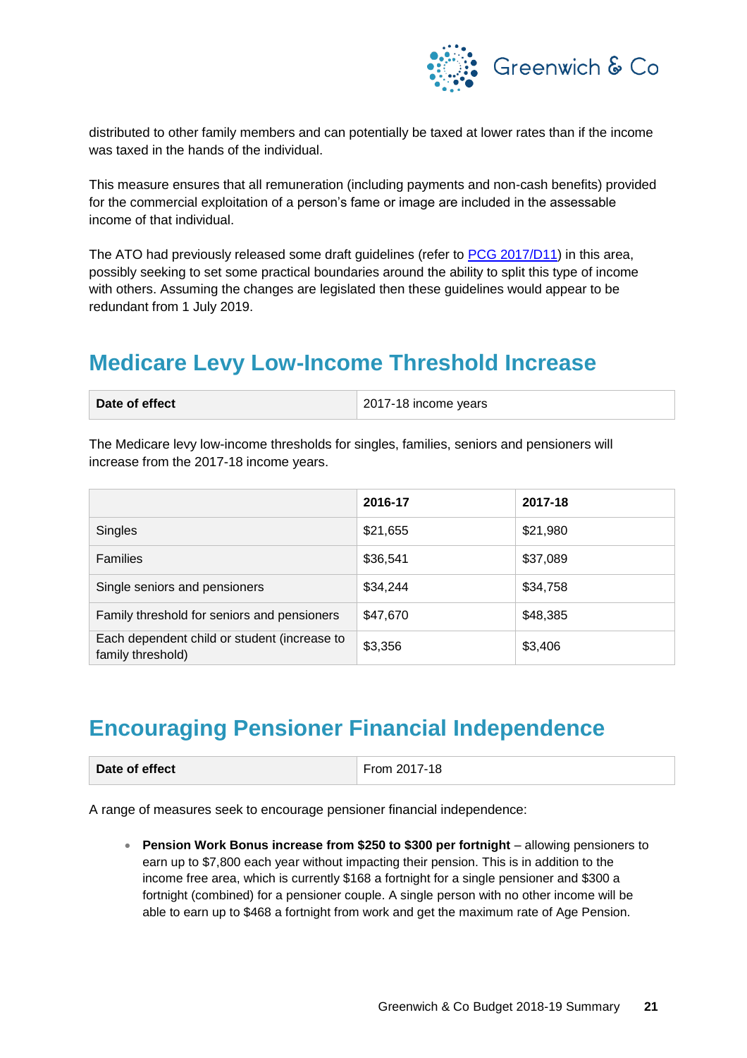distributed to other family members and can potentially be taxed at lower rates than if the income was taxed in the hands of the individual.

This measure ensures that all remuneration (including payments and non-cash benefits) provided for the commercial exploitation of a person's fame or image are included in the assessable income of that individual.

The ATO had previously released some draft guidelines (refer to [PCG 2017/D11]) in this area, possibly seeking to set some practical boundaries around the ability to split this type of income with others. Assuming the changes are legislated then these guidelines would appear to be redundant from 1 July 2019.

## Medicare Levy Low-Income Threshold Increase

| Date of effect | 2017-18 income years |
|---|---|

The Medicare levy low-income thresholds for singles, families, seniors and pensioners will increase from the 2017-18 income years.

| | 2016-17 | 2017-18 |
|---|---|---|
| Singles | $21,655 | $21,980 |
| Families | $36,541 | $37,089 |
| Single seniors and pensioners | $34,244 | $34,758 |
| Family threshold for seniors and pensioners | $47,670 | $48,385 |
| Each dependent child or student (increase to family threshold) | $3,356 | $3,406 |

## Encouraging Pensioner Financial Independence

| Date of effect | From 2017-18 |
|---|---|

A range of measures seek to encourage pensioner financial independence:

- **Pension Work Bonus increase from $250 to $300 per fortnight** – allowing pensioners to earn up to $7,800 each year without impacting their pension. This is in addition to the income free area, which is currently $168 a fortnight for a single pensioner and $300 a fortnight (combined) for a pensioner couple. A single person with no other income will be able to earn up to $468 a fortnight from work and get the maximum rate of Age Pension.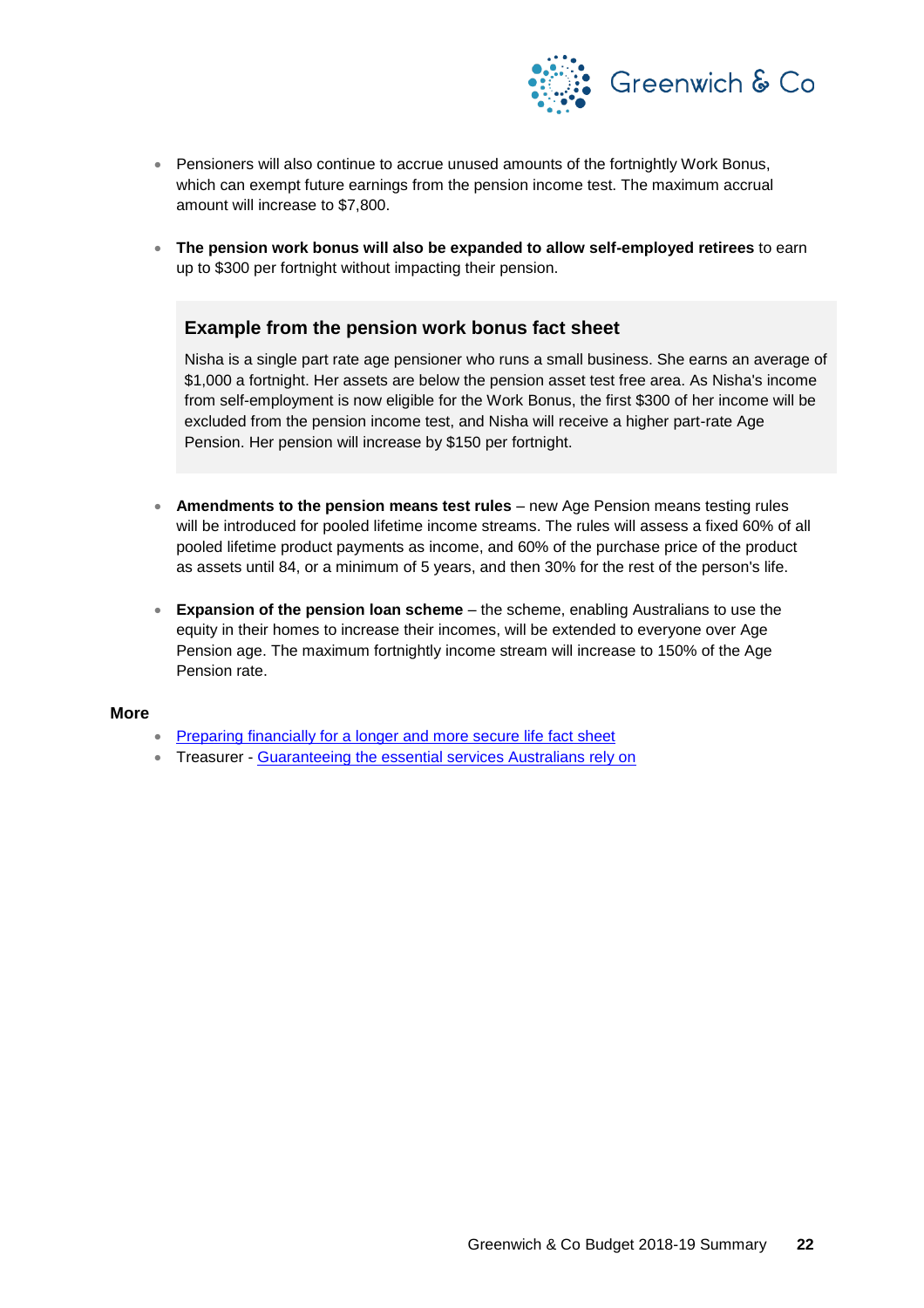- Pensioners will also continue to accrue unused amounts of the fortnightly Work Bonus, which can exempt future earnings from the pension income test. The maximum accrual amount will increase to $7,800.

- **The pension work bonus will also be expanded to allow self-employed retirees** to earn up to $300 per fortnight without impacting their pension.

### Example from the pension work bonus fact sheet

Nisha is a single part rate age pensioner who runs a small business. She earns an average of $1,000 a fortnight. Her assets are below the pension asset test free area. As Nisha's income from self-employment is now eligible for the Work Bonus, the first $300 of her income will be excluded from the pension income test, and Nisha will receive a higher part-rate Age Pension. Her pension will increase by $150 per fortnight.

- **Amendments to the pension means test rules** – new Age Pension means testing rules will be introduced for pooled lifetime income streams. The rules will assess a fixed 60% of all pooled lifetime product payments as income, and 60% of the purchase price of the product as assets until 84, or a minimum of 5 years, and then 30% for the rest of the person's life.

- **Expansion of the pension loan scheme** – the scheme, enabling Australians to use the equity in their homes to increase their incomes, will be extended to everyone over Age Pension age. The maximum fortnightly income stream will increase to 150% of the Age Pension rate.

**More**

- Preparing financially for a longer and more secure life fact sheet
- Treasurer - Guaranteeing the essential services Australians rely on